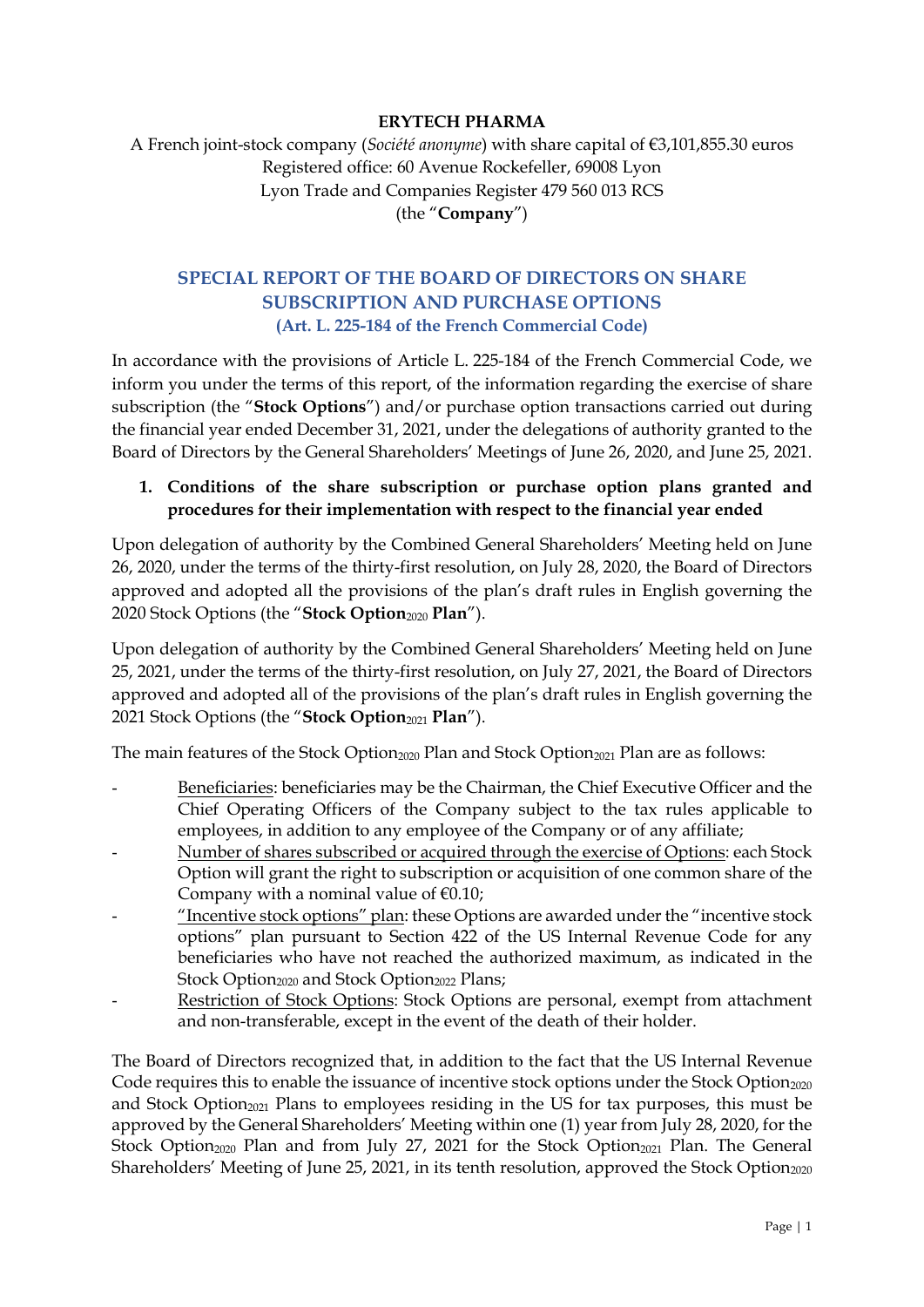**ERYTECH PHARMA**

A French joint-stock company (*Société anonyme*) with share capital of €3,101,855.30 euros
Registered office: 60 Avenue Rockefeller, 69008 Lyon
Lyon Trade and Companies Register 479 560 013 RCS
(the "**Company**")

## SPECIAL REPORT OF THE BOARD OF DIRECTORS ON SHARE SUBSCRIPTION AND PURCHASE OPTIONS
### (Art. L. 225-184 of the French Commercial Code)

In accordance with the provisions of Article L. 225-184 of the French Commercial Code, we inform you under the terms of this report, of the information regarding the exercise of share subscription (the "**Stock Options**") and/or purchase option transactions carried out during the financial year ended December 31, 2021, under the delegations of authority granted to the Board of Directors by the General Shareholders' Meetings of June 26, 2020, and June 25, 2021.

**1. Conditions of the share subscription or purchase option plans granted and procedures for their implementation with respect to the financial year ended**

Upon delegation of authority by the Combined General Shareholders' Meeting held on June 26, 2020, under the terms of the thirty-first resolution, on July 28, 2020, the Board of Directors approved and adopted all the provisions of the plan's draft rules in English governing the 2020 Stock Options (the "**Stock Option$_{2020}$ Plan**").

Upon delegation of authority by the Combined General Shareholders' Meeting held on June 25, 2021, under the terms of the thirty-first resolution, on July 27, 2021, the Board of Directors approved and adopted all of the provisions of the plan's draft rules in English governing the 2021 Stock Options (the "**Stock Option$_{2021}$ Plan**").

The main features of the Stock Option$_{2020}$ Plan and Stock Option$_{2021}$ Plan are as follows:

- Beneficiaries: beneficiaries may be the Chairman, the Chief Executive Officer and the Chief Operating Officers of the Company subject to the tax rules applicable to employees, in addition to any employee of the Company or of any affiliate;
- Number of shares subscribed or acquired through the exercise of Options: each Stock Option will grant the right to subscription or acquisition of one common share of the Company with a nominal value of €0.10;
- "Incentive stock options" plan: these Options are awarded under the "incentive stock options" plan pursuant to Section 422 of the US Internal Revenue Code for any beneficiaries who have not reached the authorized maximum, as indicated in the Stock Option$_{2020}$ and Stock Option$_{2022}$ Plans;
- Restriction of Stock Options: Stock Options are personal, exempt from attachment and non-transferable, except in the event of the death of their holder.

The Board of Directors recognized that, in addition to the fact that the US Internal Revenue Code requires this to enable the issuance of incentive stock options under the Stock Option$_{2020}$ and Stock Option$_{2021}$ Plans to employees residing in the US for tax purposes, this must be approved by the General Shareholders' Meeting within one (1) year from July 28, 2020, for the Stock Option$_{2020}$ Plan and from July 27, 2021 for the Stock Option$_{2021}$ Plan. The General Shareholders' Meeting of June 25, 2021, in its tenth resolution, approved the Stock Option$_{2020}$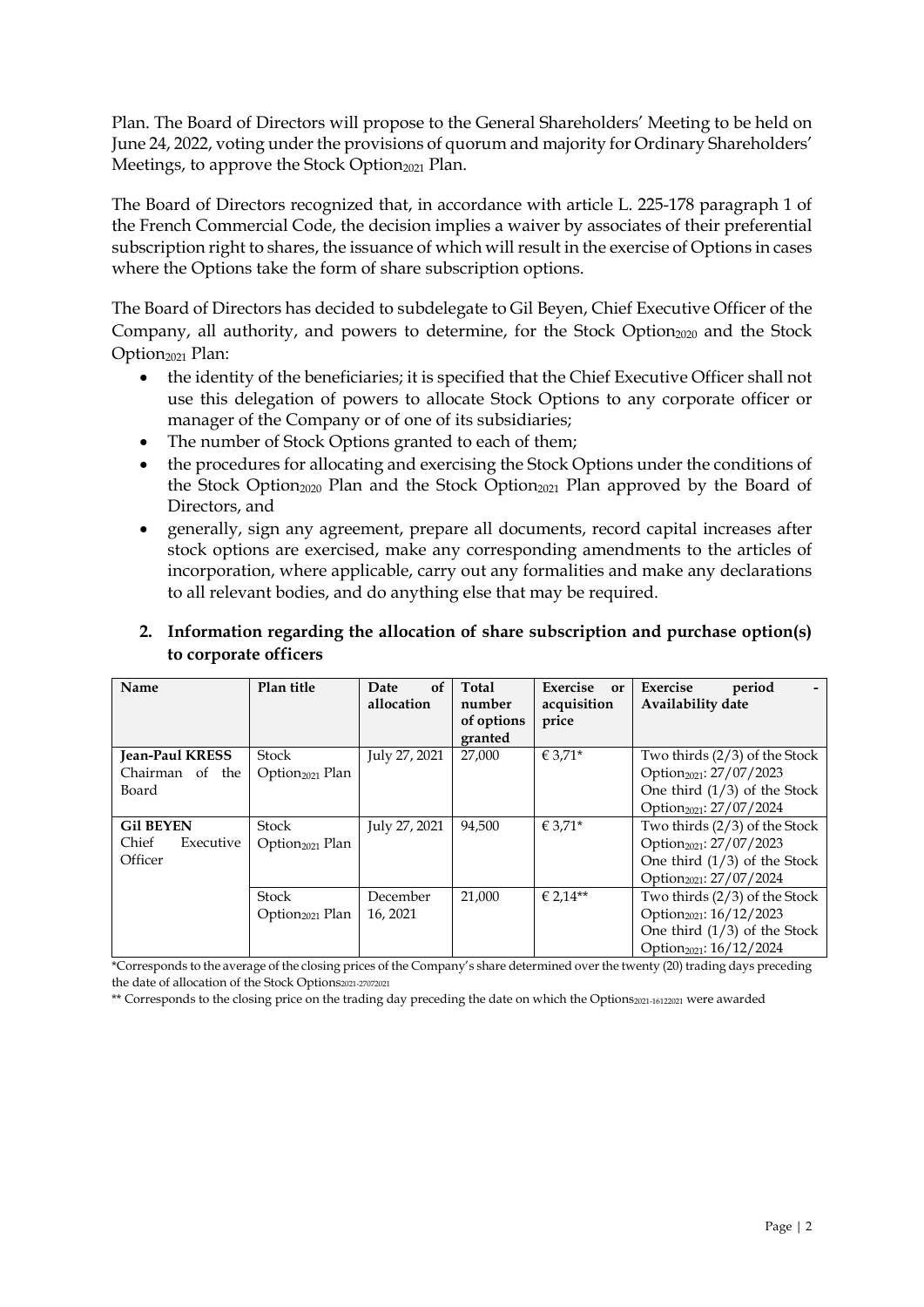Plan. The Board of Directors will propose to the General Shareholders' Meeting to be held on June 24, 2022, voting under the provisions of quorum and majority for Ordinary Shareholders' Meetings, to approve the Stock $Option_{2021}$ Plan.

The Board of Directors recognized that, in accordance with article L. 225-178 paragraph 1 of the French Commercial Code, the decision implies a waiver by associates of their preferential subscription right to shares, the issuance of which will result in the exercise of Options in cases where the Options take the form of share subscription options.

The Board of Directors has decided to subdelegate to Gil Beyen, Chief Executive Officer of the Company, all authority, and powers to determine, for the Stock $Option_{2020}$ and the Stock $Option_{2021}$ Plan:

- the identity of the beneficiaries; it is specified that the Chief Executive Officer shall not use this delegation of powers to allocate Stock Options to any corporate officer or manager of the Company or of one of its subsidiaries;
- The number of Stock Options granted to each of them;
- the procedures for allocating and exercising the Stock Options under the conditions of the Stock $Option_{2020}$ Plan and the Stock $Option_{2021}$ Plan approved by the Board of Directors, and
- generally, sign any agreement, prepare all documents, record capital increases after stock options are exercised, make any corresponding amendments to the articles of incorporation, where applicable, carry out any formalities and make any declarations to all relevant bodies, and do anything else that may be required.

## 2. Information regarding the allocation of share subscription and purchase option(s) to corporate officers

| Name | Plan title | Date of allocation | Total number of options granted | Exercise or acquisition price | Exercise period - Availability date |
|---|---|---|---|---|---|
| **Jean-Paul KRESS** Chairman of the Board | Stock $Option_{2021}$ Plan | July 27, 2021 | 27,000 | € 3,71* | Two thirds (2/3) of the Stock $Option_{2021}$: 27/07/2023 One third (1/3) of the Stock $Option_{2021}$: 27/07/2024 |
| **Gil BEYEN** Chief Executive Officer | Stock $Option_{2021}$ Plan | July 27, 2021 | 94,500 | € 3,71* | Two thirds (2/3) of the Stock $Option_{2021}$: 27/07/2023 One third (1/3) of the Stock $Option_{2021}$: 27/07/2024 |
| | Stock $Option_{2021}$ Plan | December 16, 2021 | 21,000 | € 2,14** | Two thirds (2/3) of the Stock $Option_{2021}$: 16/12/2023 One third (1/3) of the Stock $Option_{2021}$: 16/12/2024 |

*Corresponds to the average of the closing prices of the Company's share determined over the twenty (20) trading days preceding the date of allocation of the Stock $Options_{2021-27072021}$

** Corresponds to the closing price on the trading day preceding the date on which the $Options_{2021-16122021}$ were awarded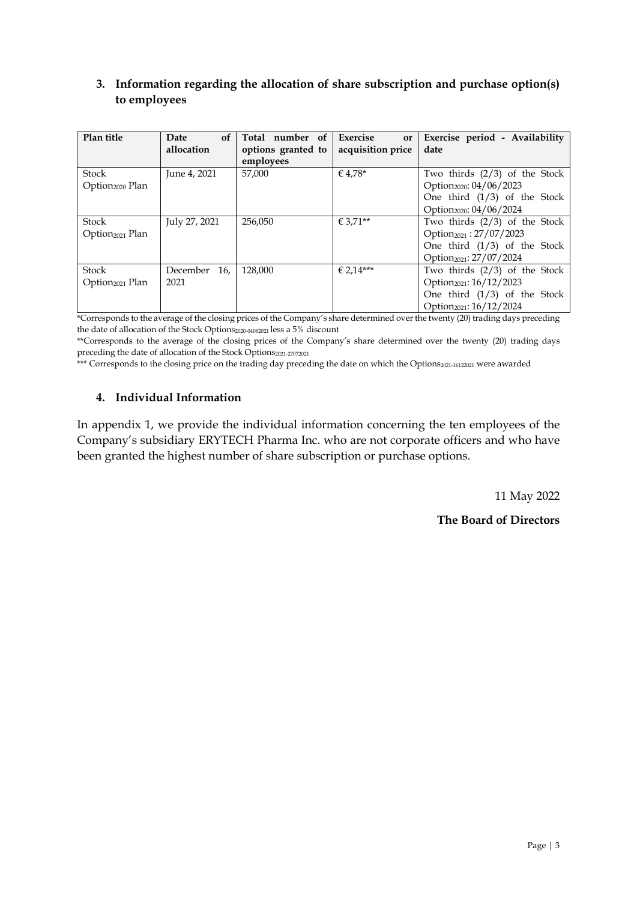### 3. Information regarding the allocation of share subscription and purchase option(s) to employees

| Plan title | Date of allocation | Total number of options granted to employees | Exercise or acquisition price | Exercise period - Availability date |
|---|---|---|---|---|
| Stock $Option_{2020}$ Plan | June 4, 2021 | 57,000 | € 4,78* | Two thirds (2/3) of the Stock $Option_{2020}$: 04/06/2023<br>One third (1/3) of the Stock $Option_{2020}$: 04/06/2024 |
| Stock $Option_{2021}$ Plan | July 27, 2021 | 256,050 | € 3,71** | Two thirds (2/3) of the Stock $Option_{2021}$ : 27/07/2023<br>One third (1/3) of the Stock $Option_{2021}$: 27/07/2024 |
| Stock $Option_{2021}$ Plan | December 16, 2021 | 128,000 | € 2,14*** | Two thirds (2/3) of the Stock $Option_{2021}$: 16/12/2023<br>One third (1/3) of the Stock $Option_{2021}$: 16/12/2024 |

*Corresponds to the average of the closing prices of the Company's share determined over the twenty (20) trading days preceding the date of allocation of the Stock $Options_{2020-04062021}$ less a 5% discount

**Corresponds to the average of the closing prices of the Company's share determined over the twenty (20) trading days preceding the date of allocation of the Stock $Options_{2021-27072021}$

*** Corresponds to the closing price on the trading day preceding the date on which the $Options_{2021-16122021}$ were awarded

### 4. Individual Information

In appendix 1, we provide the individual information concerning the ten employees of the Company's subsidiary ERYTECH Pharma Inc. who are not corporate officers and who have been granted the highest number of share subscription or purchase options.

11 May 2022

**The Board of Directors**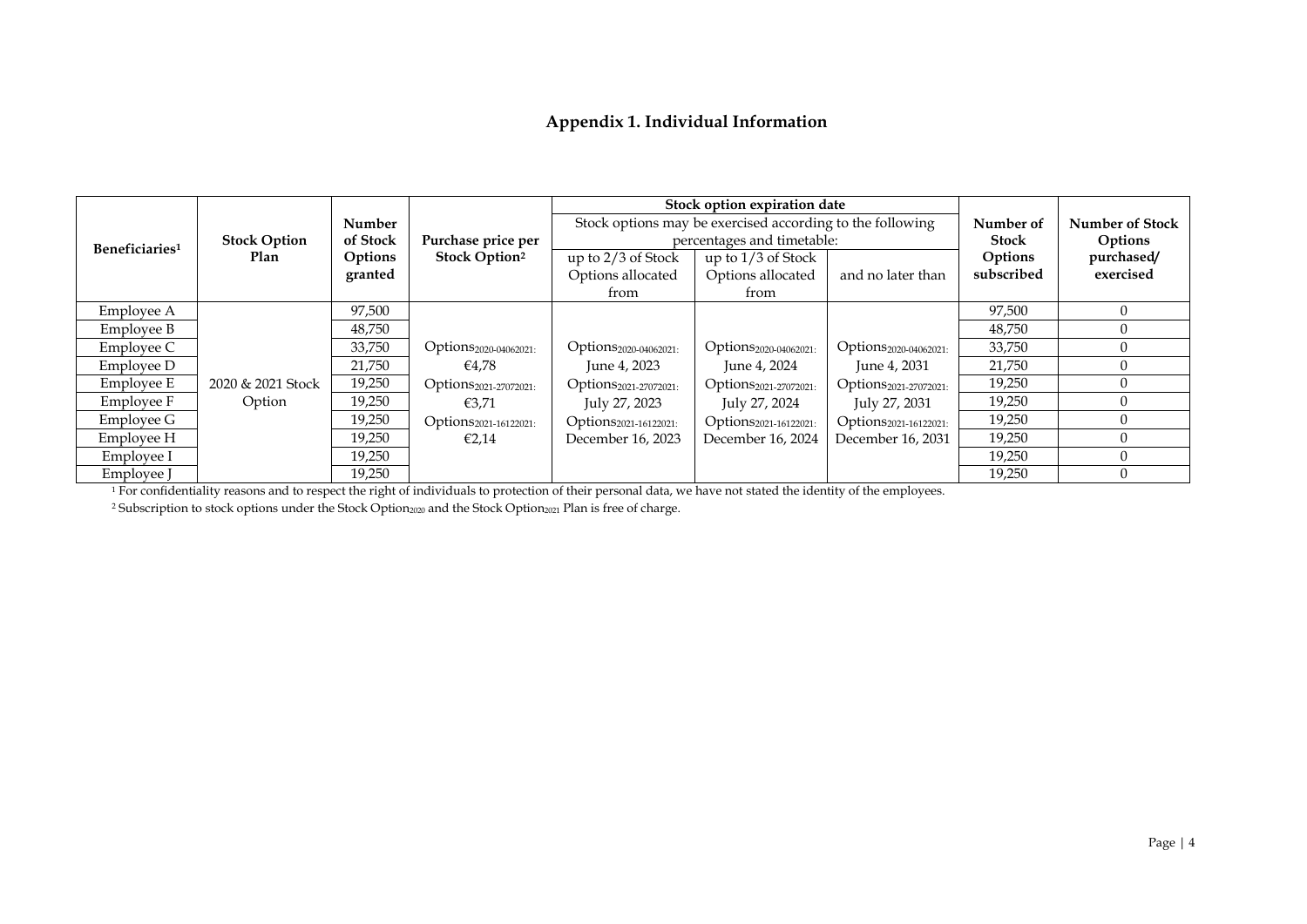## Appendix 1. Individual Information

| Beneficiaries[1] | Stock Option Plan | Number of Stock Options granted | Purchase price per Stock Option[2] | Stock option expiration date<br>Stock options may be exercised according to the following percentages and timetable:<br>up to 2/3 of Stock Options allocated from | <br><br>up to 1/3 of Stock Options allocated from | <br><br>and no later than | Number of Stock Options subscribed | Number of Stock Options purchased/ exercised |
|---|---|---|---|---|---|---|---|---|
| Employee A | 2020 & 2021 Stock Option | 97,500 | $Options_{2020-04062021}$: €4,78<br>$Options_{2021-27072021}$: €3,71<br>$Options_{2021-16122021}$: €2,14 | $Options_{2020-04062021}$: June 4, 2023<br>$Options_{2021-27072021}$: July 27, 2023<br>$Options_{2021-16122021}$: December 16, 2023 | $Options_{2020-04062021}$: June 4, 2024<br>$Options_{2021-27072021}$: July 27, 2024<br>$Options_{2021-16122021}$: December 16, 2024 | $Options_{2020-04062021}$: June 4, 2031<br>$Options_{2021-27072021}$: July 27, 2031<br>$Options_{2021-16122021}$: December 16, 2031 | 97,500 | 0 |
| Employee B | | 48,750 | | | | | 48,750 | 0 |
| Employee C | | 33,750 | | | | | 33,750 | 0 |
| Employee D | | 21,750 | | | | | 21,750 | 0 |
| Employee E | | 19,250 | | | | | 19,250 | 0 |
| Employee F | | 19,250 | | | | | 19,250 | 0 |
| Employee G | | 19,250 | | | | | 19,250 | 0 |
| Employee H | | 19,250 | | | | | 19,250 | 0 |
| Employee I | | 19,250 | | | | | 19,250 | 0 |
| Employee J | | 19,250 | | | | | 19,250 | 0 |

[1] For confidentiality reasons and to respect the right of individuals to protection of their personal data, we have not stated the identity of the employees.

[2] Subscription to stock options under the Stock $Option_{2020}$ and the Stock $Option_{2021}$ Plan is free of charge.